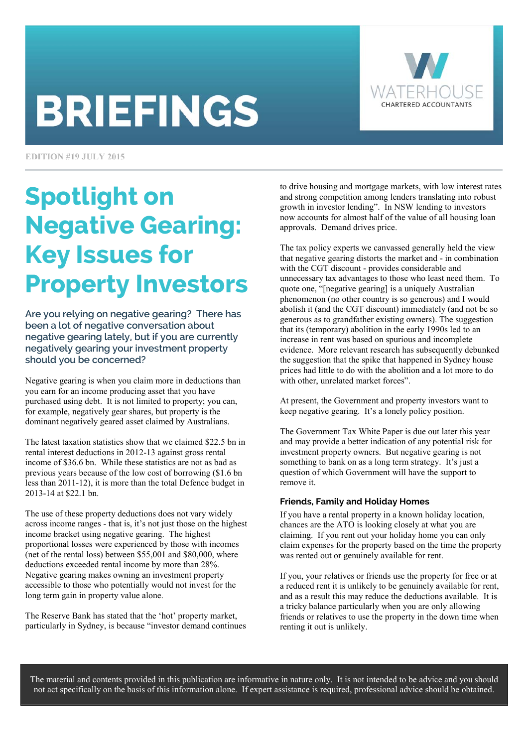# BRIEFINGS

WATERHOUSE
CHARTERED ACCOUNTANTS

EDITION #19 JULY 2015

## Spotlight on Negative Gearing: Key Issues for Property Investors

**Are you relying on negative gearing? There has been a lot of negative conversation about negative gearing lately, but if you are currently negatively gearing your investment property should you be concerned?**

Negative gearing is when you claim more in deductions than you earn for an income producing asset that you have purchased using debt. It is not limited to property; you can, for example, negatively gear shares, but property is the dominant negatively geared asset claimed by Australians.

The latest taxation statistics show that we claimed $22.5 bn in rental interest deductions in 2012-13 against gross rental income of $36.6 bn. While these statistics are not as bad as previous years because of the low cost of borrowing ($1.6 bn less than 2011-12), it is more than the total Defence budget in 2013-14 at $22.1 bn.

The use of these property deductions does not vary widely across income ranges - that is, it's not just those on the highest income bracket using negative gearing. The highest proportional losses were experienced by those with incomes (net of the rental loss) between $55,001 and $80,000, where deductions exceeded rental income by more than 28%. Negative gearing makes owning an investment property accessible to those who potentially would not invest for the long term gain in property value alone.

The Reserve Bank has stated that the 'hot' property market, particularly in Sydney, is because "investor demand continues to drive housing and mortgage markets, with low interest rates and strong competition among lenders translating into robust growth in investor lending". In NSW lending to investors now accounts for almost half of the value of all housing loan approvals. Demand drives price.

The tax policy experts we canvassed generally held the view that negative gearing distorts the market and - in combination with the CGT discount - provides considerable and unnecessary tax advantages to those who least need them. To quote one, "[negative gearing] is a uniquely Australian phenomenon (no other country is so generous) and I would abolish it (and the CGT discount) immediately (and not be so generous as to grandfather existing owners). The suggestion that its (temporary) abolition in the early 1990s led to an increase in rent was based on spurious and incomplete evidence. More relevant research has subsequently debunked the suggestion that the spike that happened in Sydney house prices had little to do with the abolition and a lot more to do with other, unrelated market forces".

At present, the Government and property investors want to keep negative gearing. It's a lonely policy position.

The Government Tax White Paper is due out later this year and may provide a better indication of any potential risk for investment property owners. But negative gearing is not something to bank on as a long term strategy. It's just a question of which Government will have the support to remove it.

### Friends, Family and Holiday Homes

If you have a rental property in a known holiday location, chances are the ATO is looking closely at what you are claiming. If you rent out your holiday home you can only claim expenses for the property based on the time the property was rented out or genuinely available for rent.

If you, your relatives or friends use the property for free or at a reduced rent it is unlikely to be genuinely available for rent, and as a result this may reduce the deductions available. It is a tricky balance particularly when you are only allowing friends or relatives to use the property in the down time when renting it out is unlikely.

The material and contents provided in this publication are informative in nature only. It is not intended to be advice and you should not act specifically on the basis of this information alone. If expert assistance is required, professional advice should be obtained.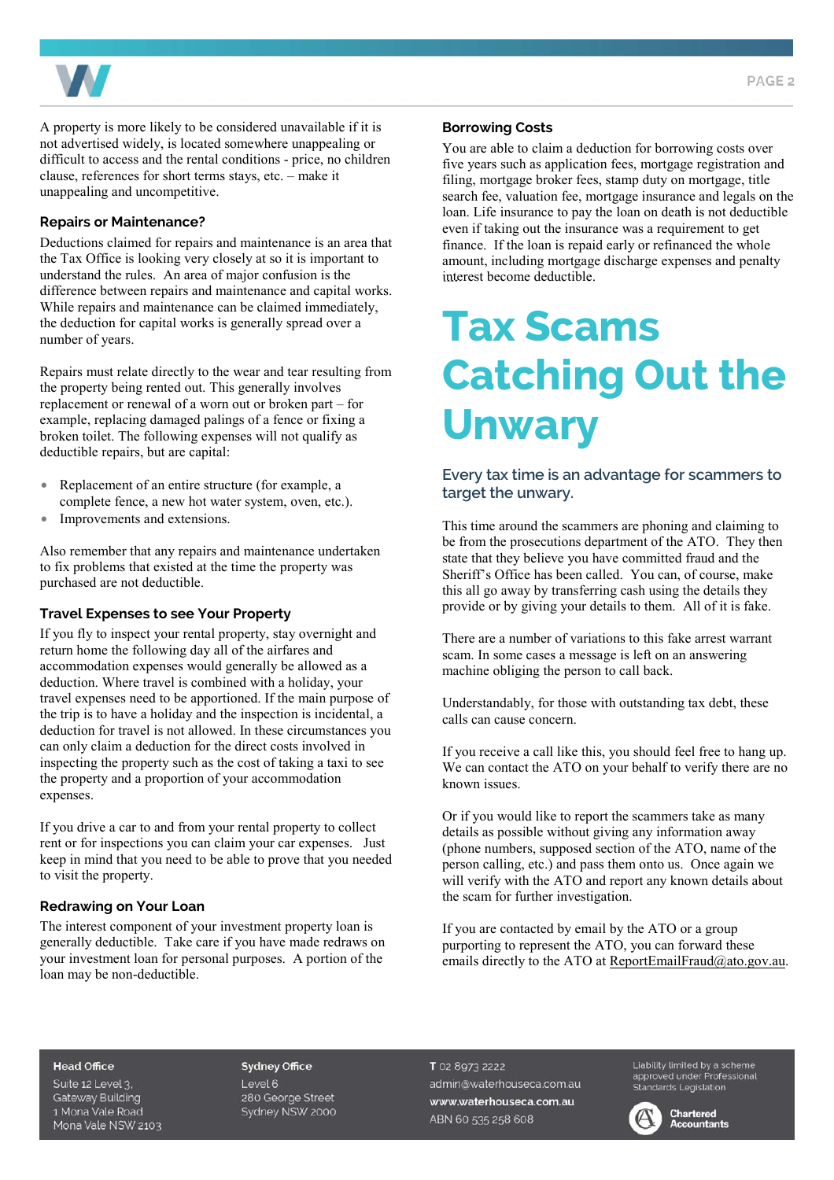A property is more likely to be considered unavailable if it is not advertised widely, is located somewhere unappealing or difficult to access and the rental conditions - price, no children clause, references for short terms stays, etc. – make it unappealing and uncompetitive.

### Repairs or Maintenance?

Deductions claimed for repairs and maintenance is an area that the Tax Office is looking very closely at so it is important to understand the rules. An area of major confusion is the difference between repairs and maintenance and capital works. While repairs and maintenance can be claimed immediately, the deduction for capital works is generally spread over a number of years.

Repairs must relate directly to the wear and tear resulting from the property being rented out. This generally involves replacement or renewal of a worn out or broken part – for example, replacing damaged palings of a fence or fixing a broken toilet. The following expenses will not qualify as deductible repairs, but are capital:

- Replacement of an entire structure (for example, a complete fence, a new hot water system, oven, etc.).
- Improvements and extensions.

Also remember that any repairs and maintenance undertaken to fix problems that existed at the time the property was purchased are not deductible.

### Travel Expenses to see Your Property

If you fly to inspect your rental property, stay overnight and return home the following day all of the airfares and accommodation expenses would generally be allowed as a deduction. Where travel is combined with a holiday, your travel expenses need to be apportioned. If the main purpose of the trip is to have a holiday and the inspection is incidental, a deduction for travel is not allowed. In these circumstances you can only claim a deduction for the direct costs involved in inspecting the property such as the cost of taking a taxi to see the property and a proportion of your accommodation expenses.

If you drive a car to and from your rental property to collect rent or for inspections you can claim your car expenses. Just keep in mind that you need to be able to prove that you needed to visit the property.

### Redrawing on Your Loan

The interest component of your investment property loan is generally deductible. Take care if you have made redraws on your investment loan for personal purposes. A portion of the loan may be non-deductible.

### Borrowing Costs

You are able to claim a deduction for borrowing costs over five years such as application fees, mortgage registration and filing, mortgage broker fees, stamp duty on mortgage, title search fee, valuation fee, mortgage insurance and legals on the loan. Life insurance to pay the loan on death is not deductible even if taking out the insurance was a requirement to get finance. If the loan is repaid early or refinanced the whole amount, including mortgage discharge expenses and penalty interest become deductible.

# Tax Scams Catching Out the Unwary

## Every tax time is an advantage for scammers to target the unwary.

This time around the scammers are phoning and claiming to be from the prosecutions department of the ATO. They then state that they believe you have committed fraud and the Sheriff's Office has been called. You can, of course, make this all go away by transferring cash using the details they provide or by giving your details to them. All of it is fake.

There are a number of variations to this fake arrest warrant scam. In some cases a message is left on an answering machine obliging the person to call back.

Understandably, for those with outstanding tax debt, these calls can cause concern.

If you receive a call like this, you should feel free to hang up. We can contact the ATO on your behalf to verify there are no known issues.

Or if you would like to report the scammers take as many details as possible without giving any information away (phone numbers, supposed section of the ATO, name of the person calling, etc.) and pass them onto us. Once again we will verify with the ATO and report any known details about the scam for further investigation.

If you are contacted by email by the ATO or a group purporting to represent the ATO, you can forward these emails directly to the ATO at ReportEmailFraud@ato.gov.au.

**Head Office**
Suite 12 Level 3,
Gateway Building
1 Mona Vale Road
Mona Vale NSW 2103

**Sydney Office**
Level 6
280 George Street
Sydney NSW 2000

**T** 02 8973 2222
admin@waterhouseca.com.au
**www.waterhouseca.com.au**
ABN 60 535 258 608

Liability limited by a scheme approved under Professional Standards Legislation

Chartered Accountants